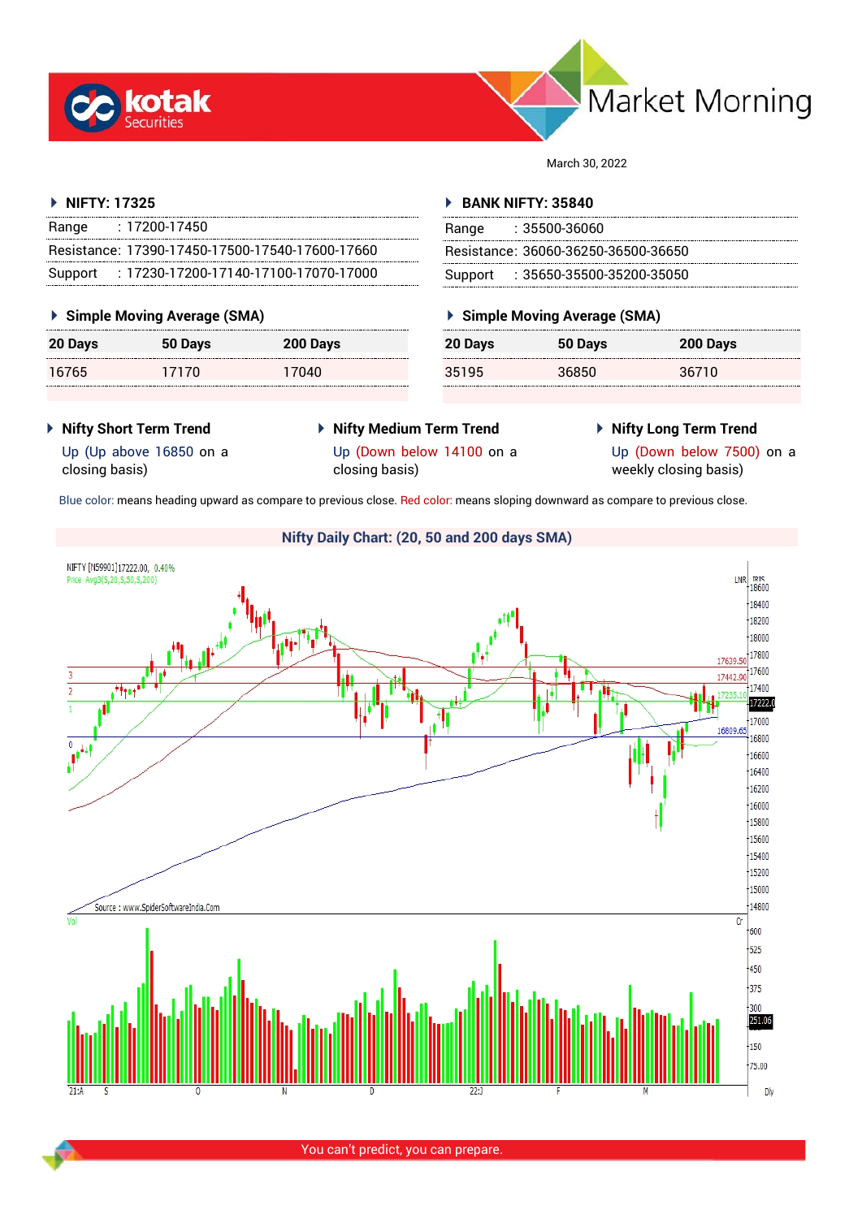# Market Morning

March 30, 2022

## NIFTY: 17325

| | |
|---|---|
| Range | : 17200-17450 |
| Resistance: | 17390-17450-17500-17540-17600-17660 |
| Support | : 17230-17200-17140-17100-17070-17000 |

### Simple Moving Average (SMA)

| 20 Days | 50 Days | 200 Days |
|---|---|---|
| 16765 | 17170 | 17040 |

## BANK NIFTY: 35840

| | |
|---|---|
| Range | : 35500-36060 |
| Resistance: | 36060-36250-36500-36650 |
| Support | : 35650-35500-35200-35050 |

### Simple Moving Average (SMA)

| 20 Days | 50 Days | 200 Days |
|---|---|---|
| 35195 | 36850 | 36710 |

### Nifty Short Term Trend

Up (Up above 16850 on a closing basis)

### Nifty Medium Term Trend

Up (Down below 14100 on a closing basis)

### Nifty Long Term Trend

Up (Down below 7500) on a weekly closing basis)

Blue color: means heading upward as compare to previous close. Red color: means sloping downward as compare to previous close.

### Nifty Daily Chart: (20, 50 and 200 days SMA)

You can't predict, you can prepare.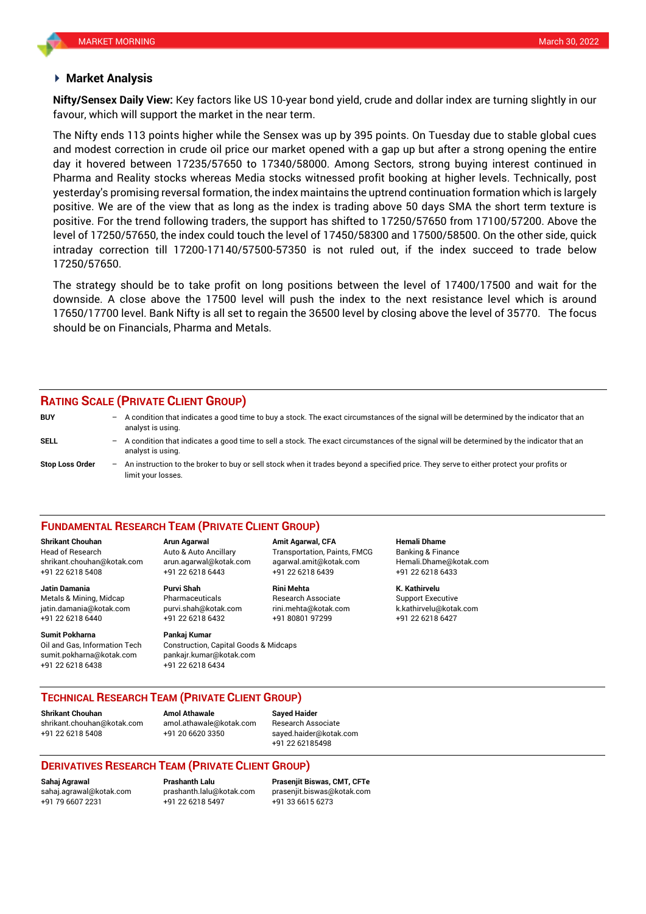## Market Analysis

**Nifty/Sensex Daily View:** Key factors like US 10-year bond yield, crude and dollar index are turning slightly in our favour, which will support the market in the near term.

The Nifty ends 113 points higher while the Sensex was up by 395 points. On Tuesday due to stable global cues and modest correction in crude oil price our market opened with a gap up but after a strong opening the entire day it hovered between 17235/57650 to 17340/58000. Among Sectors, strong buying interest continued in Pharma and Reality stocks whereas Media stocks witnessed profit booking at higher levels. Technically, post yesterday's promising reversal formation, the index maintains the uptrend continuation formation which is largely positive. We are of the view that as long as the index is trading above 50 days SMA the short term texture is positive. For the trend following traders, the support has shifted to 17250/57650 from 17100/57200. Above the level of 17250/57650, the index could touch the level of 17450/58300 and 17500/58500. On the other side, quick intraday correction till 17200-17140/57500-57350 is not ruled out, if the index succeed to trade below 17250/57650.

The strategy should be to take profit on long positions between the level of 17400/17500 and wait for the downside. A close above the 17500 level will push the index to the next resistance level which is around 17650/17700 level. Bank Nifty is all set to regain the 36500 level by closing above the level of 35770. The focus should be on Financials, Pharma and Metals.

## Rating Scale (Private Client Group)

**BUY** – A condition that indicates a good time to buy a stock. The exact circumstances of the signal will be determined by the indicator that an analyst is using.

**SELL** – A condition that indicates a good time to sell a stock. The exact circumstances of the signal will be determined by the indicator that an analyst is using.

**Stop Loss Order** – An instruction to the broker to buy or sell stock when it trades beyond a specified price. They serve to either protect your profits or limit your losses.

## Fundamental Research Team (Private Client Group)

**Shrikant Chouhan**
Head of Research
shrikant.chouhan@kotak.com
+91 22 6218 5408

**Arun Agarwal**
Auto & Auto Ancillary
arun.agarwal@kotak.com
+91 22 6218 6443

**Amit Agarwal, CFA**
Transportation, Paints, FMCG
agarwal.amit@kotak.com
+91 22 6218 6439

**Hemali Dhame**
Banking & Finance
Hemali.Dhame@kotak.com
+91 22 6218 6433

**Jatin Damania**
Metals & Mining, Midcap
jatin.damania@kotak.com
+91 22 6218 6440

**Purvi Shah**
Pharmaceuticals
purvi.shah@kotak.com
+91 22 6218 6432

**Rini Mehta**
Research Associate
rini.mehta@kotak.com
+91 80801 97299

**K. Kathirvelu**
Support Executive
k.kathirvelu@kotak.com
+91 22 6218 6427

**Sumit Pokharna**
Oil and Gas, Information Tech
sumit.pokharna@kotak.com
+91 22 6218 6438

**Pankaj Kumar**
Construction, Capital Goods & Midcaps
pankajr.kumar@kotak.com
+91 22 6218 6434

## Technical Research Team (Private Client Group)

**Shrikant Chouhan**
shrikant.chouhan@kotak.com
+91 22 6218 5408

**Amol Athawale**
amol.athawale@kotak.com
+91 20 6620 3350

**Sayed Haider**
Research Associate
sayed.haider@kotak.com
+91 22 62185498

## Derivatives Research Team (Private Client Group)

**Sahaj Agrawal**
sahaj.agrawal@kotak.com
+91 79 6607 2231

**Prashanth Lalu**
prashanth.lalu@kotak.com
+91 22 6218 5497

**Prasenjit Biswas, CMT, CFTe**
prasenjit.biswas@kotak.com
+91 33 6615 6273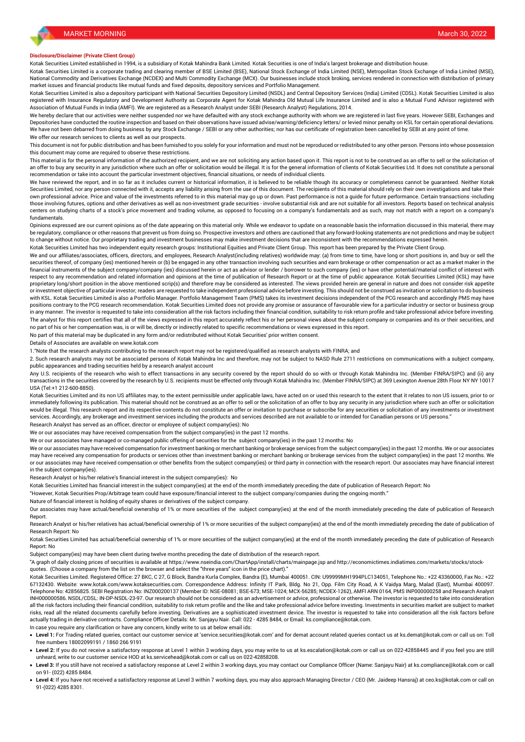**Disclosure/Disclaimer (Private Client Group)**

Kotak Securities Limited established in 1994, is a subsidiary of Kotak Mahindra Bank Limited. Kotak Securities is one of India's largest brokerage and distribution house.

Kotak Securities Limited is a corporate trading and clearing member of BSE Limited (BSE), National Stock Exchange of India Limited (NSE), Metropolitan Stock Exchange of India Limited (MSE), National Commodity and Derivatives Exchange (NCDEX) and Multi Commodity Exchange (MCX). Our businesses include stock broking, services rendered in connection with distribution of primary market issues and financial products like mutual funds and fixed deposits, depository services and Portfolio Management.

Kotak Securities Limited is also a depository participant with National Securities Depository Limited (NSDL) and Central Depository Services (India) Limited (CDSL). Kotak Securities Limited is also registered with Insurance Regulatory and Development Authority as Corporate Agent for Kotak Mahindra Old Mutual Life Insurance Limited and is also a Mutual Fund Advisor registered with Association of Mutual Funds in India (AMFI). We are registered as a Research Analyst under SEBI (Research Analyst) Regulations, 2014.

We hereby declare that our activities were neither suspended nor we have defaulted with any stock exchange authority with whom we are registered in last five years. However SEBI, Exchanges and Depositories have conducted the routine inspection and based on their observations have issued advise/warning/deficiency letters/ or levied minor penalty on KSL for certain operational deviations. We have not been debarred from doing business by any Stock Exchange / SEBI or any other authorities; nor has our certificate of registration been cancelled by SEBI at any point of time.

We offer our research services to clients as well as our prospects.

This document is not for public distribution and has been furnished to you solely for your information and must not be reproduced or redistributed to any other person. Persons into whose possession this document may come are required to observe these restrictions.

This material is for the personal information of the authorized recipient, and we are not soliciting any action based upon it. This report is not to be construed as an offer to sell or the solicitation of an offer to buy any security in any jurisdiction where such an offer or solicitation would be illegal. It is for the general information of clients of Kotak Securities Ltd. It does not constitute a personal recommendation or take into account the particular investment objectives, financial situations, or needs of individual clients.

We have reviewed the report, and in so far as it includes current or historical information, it is believed to be reliable though its accuracy or completeness cannot be guaranteed. Neither Kotak Securities Limited, nor any person connected with it, accepts any liability arising from the use of this document. The recipients of this material should rely on their own investigations and take their own professional advice. Price and value of the investments referred to in this material may go up or down. Past performance is not a guide for future performance. Certain transactions -including those involving futures, options and other derivatives as well as non-investment grade securities - involve substantial risk and are not suitable for all investors. Reports based on technical analysis centers on studying charts of a stock's price movement and trading volume, as opposed to focusing on a company's fundamentals and as such, may not match with a report on a company's fundamentals.

Opinions expressed are our current opinions as of the date appearing on this material only. While we endeavor to update on a reasonable basis the information discussed in this material, there may be regulatory, compliance or other reasons that prevent us from doing so. Prospective investors and others are cautioned that any forward-looking statements are not predictions and may be subject to change without notice. Our proprietary trading and investment businesses may make investment decisions that are inconsistent with the recommendations expressed herein.

Kotak Securities Limited has two independent equity research groups: Institutional Equities and Private Client Group. This report has been prepared by the Private Client Group.

We and our affiliates/associates, officers, directors, and employees, Research Analyst(including relatives) worldwide may: (a) from time to time, have long or short positions in, and buy or sell the securities thereof, of company (ies) mentioned herein or (b) be engaged in any other transaction involving such securities and earn brokerage or other compensation or act as a market maker in the financial instruments of the subject company/company (ies) discussed herein or act as advisor or lender / borrower to such company (ies) or have other potential/material conflict of interest with respect to any recommendation and related information and opinions at the time of publication of Research Report or at the time of public appearance. Kotak Securities Limited (KSL) may have proprietary long/short position in the above mentioned scrip(s) and therefore may be considered as interested. The views provided herein are general in nature and does not consider risk appetite or investment objective of particular investor; readers are requested to take independent professional advice before investing. This should not be construed as invitation or solicitation to do business with KSL. Kotak Securities Limited is also a Portfolio Manager. Portfolio Management Team (PMS) takes its investment decisions independent of the PCG research and accordingly PMS may have positions contrary to the PCG research recommendation. Kotak Securities Limited does not provide any promise or assurance of favourable view for a particular industry or sector or business group in any manner. The investor is requested to take into consideration all the risk factors including their financial condition, suitability to risk return profile and take professional advice before investing.

The analyst for this report certifies that all of the views expressed in this report accurately reflect his or her personal views about the subject company or companies and its or their securities, and no part of his or her compensation was, is or will be, directly or indirectly related to specific recommendations or views expressed in this report.

No part of this material may be duplicated in any form and/or redistributed without Kotak Securities' prior written consent.

Details of Associates are available on www.kotak.com

1."Note that the research analysts contributing to the research report may not be registered/qualified as research analysts with FINRA; and

2. Such research analysts may not be associated persons of Kotak Mahindra Inc and therefore, may not be subject to NASD Rule 2711 restrictions on communications with a subject company, public appearances and trading securities held by a research analyst account

Any U.S. recipients of the research who wish to effect transactions in any security covered by the report should do so with or through Kotak Mahindra Inc. (Member FINRA/SIPC) and (ii) any transactions in the securities covered by the research by U.S. recipients must be effected only through Kotak Mahindra Inc. (Member FINRA/SIPC) at 369 Lexington Avenue 28th Floor NY NY 10017 USA (Tel:+1 212-600-8850).

Kotak Securities Limited and its non US affiliates may, to the extent permissible under applicable laws, have acted on or used this research to the extent that it relates to non US issuers, prior to or immediately following its publication. This material should not be construed as an offer to sell or the solicitation of an offer to buy any security in any jurisdiction where such an offer or solicitation would be illegal. This research report and its respective contents do not constitute an offer or invitation to purchase or subscribe for any securities or solicitation of any investments or investment services. Accordingly, any brokerage and investment services including the products and services described are not available to or intended for Canadian persons or US persons."

Research Analyst has served as an officer, director or employee of subject company(ies): No

We or our associates may have received compensation from the subject company(ies) in the past 12 months.

We or our associates have managed or co-managed public offering of securities for the subject company(ies) in the past 12 months: No

We or our associates may have received compensation for investment banking or merchant banking or brokerage services from the subject company(ies) in the past 12 months. We or our associates may have received any compensation for products or services other than investment banking or merchant banking or brokerage services from the subject company(ies) in the past 12 months. We or our associates may have received compensation or other benefits from the subject company(ies) or third party in connection with the research report. Our associates may have financial interest in the subject company(ies).

Research Analyst or his/her relative's financial interest in the subject company(ies): No

Kotak Securities Limited has financial interest in the subject company(ies) at the end of the month immediately preceding the date of publication of Research Report: No

"However, Kotak Securities Prop/Arbitrage team could have exposure/financial interest to the subject company/companies during the ongoing month."

Nature of financial interest is holding of equity shares or derivatives of the subject company.

Our associates may have actual/beneficial ownership of 1% or more securities of the subject company(ies) at the end of the month immediately preceding the date of publication of Research Report.

Research Analyst or his/her relatives has actual/beneficial ownership of 1% or more securities of the subject company(ies) at the end of the month immediately preceding the date of publication of Research Report: No

Kotak Securities Limited has actual/beneficial ownership of 1% or more securities of the subject company(ies) at the end of the month immediately preceding the date of publication of Research Report: No

Subject company(ies) may have been client during twelve months preceding the date of distribution of the research report.

"A graph of daily closing prices of securities is available at https://www.nseindia.com/ChartApp/install/charts/mainpage.jsp and http://economictimes.indiatimes.com/markets/stocks/stock-quotes. (Choose a company from the list on the browser and select the "three years" icon in the price chart)."

Kotak Securities Limited. Registered Office: 27 BKC, C 27, G Block, Bandra Kurla Complex, Bandra (E), Mumbai 400051. CIN: U99999MH1994PLC134051, Telephone No.: +22 43360000, Fax No.: +22 67132430. Website: www.kotak.com/www.kotaksecurities.com. Correspondence Address: Infinity IT Park, Bldg. No 21, Opp. Film City Road, A K Vaidya Marg, Malad (East), Mumbai 400097. Telephone No: 42856825. SEBI Registration No: INZ000200137 (Member ID: NSE-08081; BSE-673; MSE-1024; MCX-56285; NCDEX-1262), AMFI ARN 0164, PMS INP000000258 and Research Analyst INH000000586. NSDL/CDSL: IN-DP-NSDL-23-97. Our research should not be considered as an advertisement or advice, professional or otherwise. The investor is requested to take into consideration all the risk factors including their financial condition, suitability to risk return profile and the like and take professional advice before investing. Investments in securities market are subject to market risks, read all the related documents carefully before investing. Derivatives are a sophisticated investment device. The investor is requested to take into consideration all the risk factors before actually trading in derivative contracts. Compliance Officer Details: Mr. Sanjayu Nair. Call: 022 - 4285 8484, or Email: ks.compliance@kotak.com.

In case you require any clarification or have any concern, kindly write to us at below email ids:

- **Level 1:** For Trading related queries, contact our customer service at 'service.securities@kotak.com' and for demat account related queries contact us at ks.demat@kotak.com or call us on: Toll free numbers 18002099191 / 1860 266 9191
- **Level 2:** If you do not receive a satisfactory response at Level 1 within 3 working days, you may write to us at ks.escalation@kotak.com or call us on 022-42858445 and if you feel you are still unheard, write to our customer service HOD at ks.servicehead@kotak.com or call us on 022-42858208.
- **Level 3:** If you still have not received a satisfactory response at Level 2 within 3 working days, you may contact our Compliance Officer (Name: Sanjayu Nair) at ks.compliance@kotak.com or call on 91- (022) 4285 8484.
- **Level 4:** If you have not received a satisfactory response at Level 3 within 7 working days, you may also approach Managing Director / CEO (Mr. Jaideep Hansraj) at ceo.ks@kotak.com or call on 91-(022) 4285 8301.